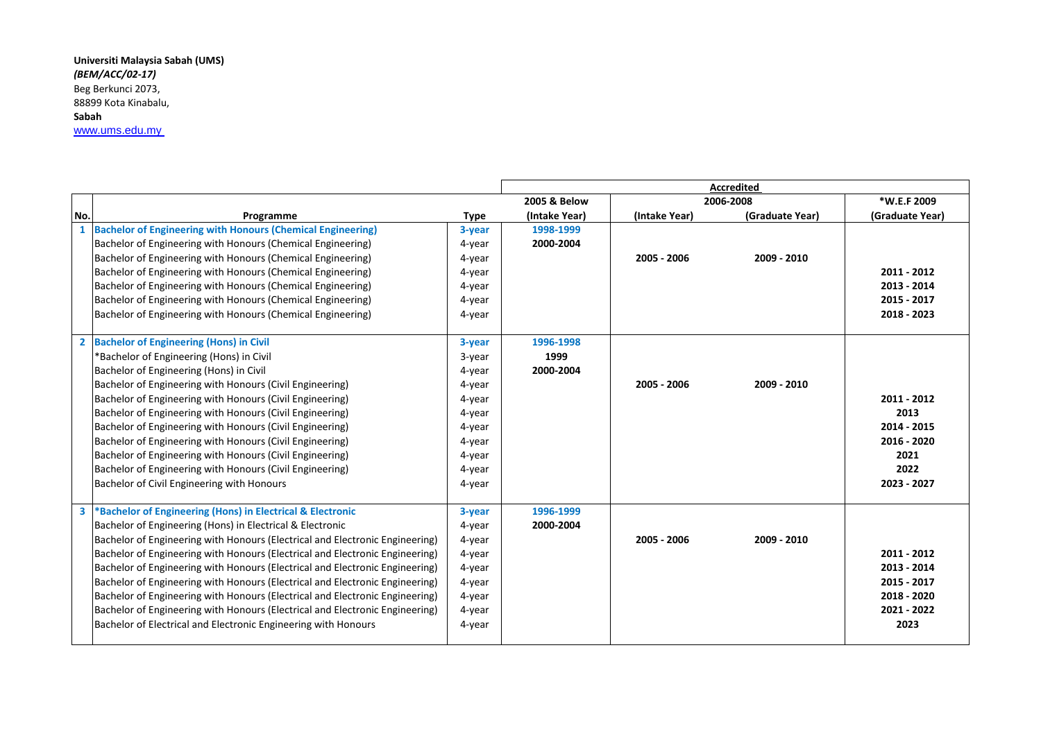**Universiti Malaysia Sabah (UMS)**
***(BEM/ACC/02-17)***
Beg Berkunci 2073,
88899 Kota Kinabalu,
**Sabah**
www.ums.edu.my

| | | | Accredited | | | |
|---|---|---|---|---|---|---|
| | | | 2005 & Below | 2006-2008 | | *W.E.F 2009 |
| No. | Programme | Type | (Intake Year) | (Intake Year) | (Graduate Year) | (Graduate Year) |
| 1 | Bachelor of Engineering with Honours (Chemical Engineering) | 3-year | 1998-1999 | | | |
| | Bachelor of Engineering with Honours (Chemical Engineering) | 4-year | 2000-2004 | | | |
| | Bachelor of Engineering with Honours (Chemical Engineering) | 4-year | | 2005 - 2006 | 2009 - 2010 | |
| | Bachelor of Engineering with Honours (Chemical Engineering) | 4-year | | | | 2011 - 2012 |
| | Bachelor of Engineering with Honours (Chemical Engineering) | 4-year | | | | 2013 - 2014 |
| | Bachelor of Engineering with Honours (Chemical Engineering) | 4-year | | | | 2015 - 2017 |
| | Bachelor of Engineering with Honours (Chemical Engineering) | 4-year | | | | 2018 - 2023 |
| 2 | Bachelor of Engineering (Hons) in Civil | 3-year | 1996-1998 | | | |
| | *Bachelor of Engineering (Hons) in Civil | 3-year | 1999 | | | |
| | Bachelor of Engineering (Hons) in Civil | 4-year | 2000-2004 | | | |
| | Bachelor of Engineering with Honours (Civil Engineering) | 4-year | | 2005 - 2006 | 2009 - 2010 | |
| | Bachelor of Engineering with Honours (Civil Engineering) | 4-year | | | | 2011 - 2012 |
| | Bachelor of Engineering with Honours (Civil Engineering) | 4-year | | | | 2013 |
| | Bachelor of Engineering with Honours (Civil Engineering) | 4-year | | | | 2014 - 2015 |
| | Bachelor of Engineering with Honours (Civil Engineering) | 4-year | | | | 2016 - 2020 |
| | Bachelor of Engineering with Honours (Civil Engineering) | 4-year | | | | 2021 |
| | Bachelor of Engineering with Honours (Civil Engineering) | 4-year | | | | 2022 |
| | Bachelor of Civil Engineering with Honours | 4-year | | | | 2023 - 2027 |
| 3 | *Bachelor of Engineering (Hons) in Electrical & Electronic | 3-year | 1996-1999 | | | |
| | Bachelor of Engineering (Hons) in Electrical & Electronic | 4-year | 2000-2004 | | | |
| | Bachelor of Engineering with Honours (Electrical and Electronic Engineering) | 4-year | | 2005 - 2006 | 2009 - 2010 | |
| | Bachelor of Engineering with Honours (Electrical and Electronic Engineering) | 4-year | | | | 2011 - 2012 |
| | Bachelor of Engineering with Honours (Electrical and Electronic Engineering) | 4-year | | | | 2013 - 2014 |
| | Bachelor of Engineering with Honours (Electrical and Electronic Engineering) | 4-year | | | | 2015 - 2017 |
| | Bachelor of Engineering with Honours (Electrical and Electronic Engineering) | 4-year | | | | 2018 - 2020 |
| | Bachelor of Engineering with Honours (Electrical and Electronic Engineering) | 4-year | | | | 2021 - 2022 |
| | Bachelor of Electrical and Electronic Engineering with Honours | 4-year | | | | 2023 |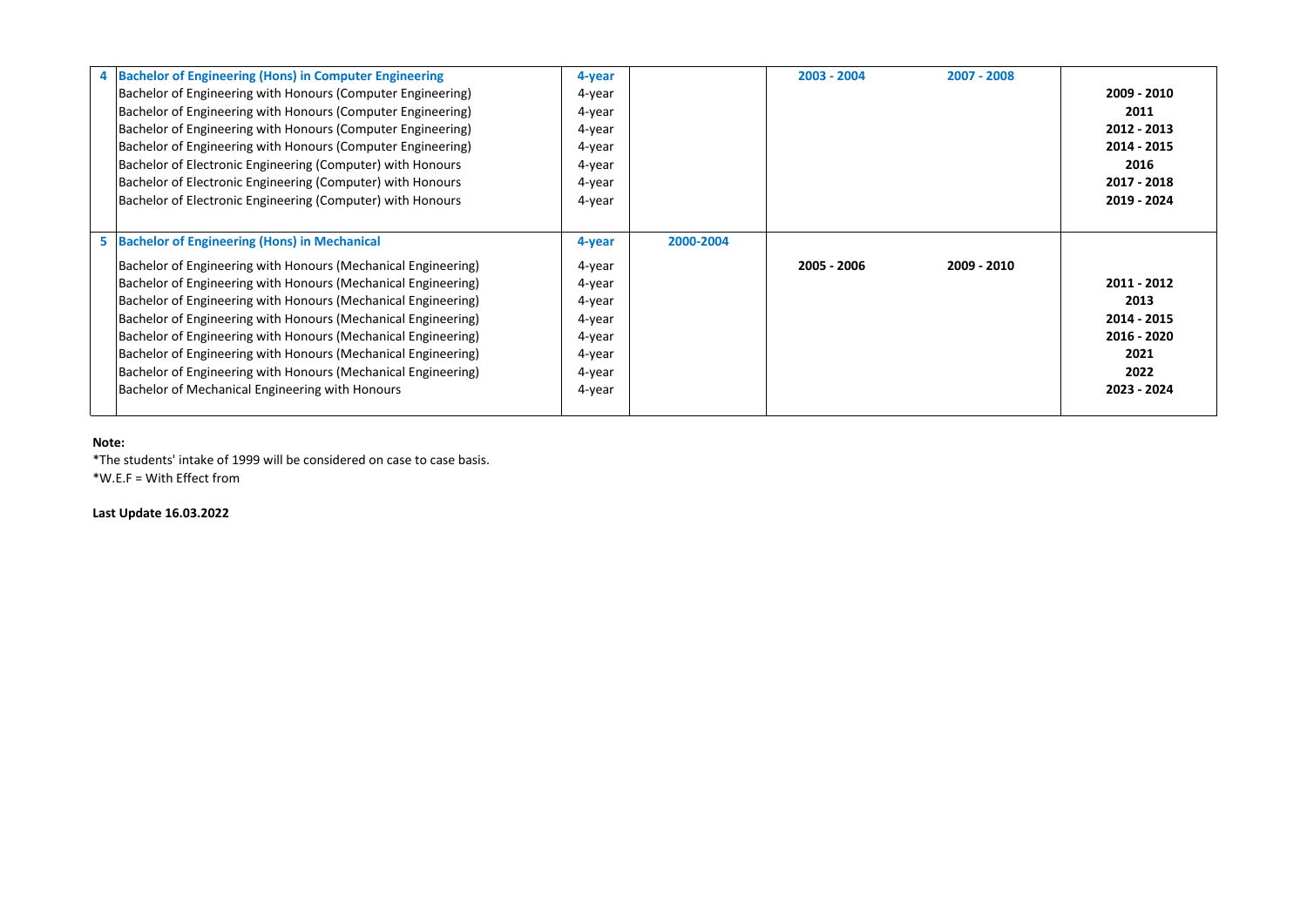| | | | | | | |
|---|---|---|---|---|---|---|
| **4** | **Bachelor of Engineering (Hons) in Computer Engineering** | **4-year** | | **2003 - 2004** | **2007 - 2008** | |
| | Bachelor of Engineering with Honours (Computer Engineering) | 4-year | | | | **2009 - 2010** |
| | Bachelor of Engineering with Honours (Computer Engineering) | 4-year | | | | **2011** |
| | Bachelor of Engineering with Honours (Computer Engineering) | 4-year | | | | **2012 - 2013** |
| | Bachelor of Engineering with Honours (Computer Engineering) | 4-year | | | | **2014 - 2015** |
| | Bachelor of Electronic Engineering (Computer) with Honours | 4-year | | | | **2016** |
| | Bachelor of Electronic Engineering (Computer) with Honours | 4-year | | | | **2017 - 2018** |
| | Bachelor of Electronic Engineering (Computer) with Honours | 4-year | | | | **2019 - 2024** |
| **5** | **Bachelor of Engineering (Hons) in Mechanical** | **4-year** | **2000-2004** | | | |
| | Bachelor of Engineering with Honours (Mechanical Engineering) | 4-year | | **2005 - 2006** | **2009 - 2010** | |
| | Bachelor of Engineering with Honours (Mechanical Engineering) | 4-year | | | | **2011 - 2012** |
| | Bachelor of Engineering with Honours (Mechanical Engineering) | 4-year | | | | **2013** |
| | Bachelor of Engineering with Honours (Mechanical Engineering) | 4-year | | | | **2014 - 2015** |
| | Bachelor of Engineering with Honours (Mechanical Engineering) | 4-year | | | | **2016 - 2020** |
| | Bachelor of Engineering with Honours (Mechanical Engineering) | 4-year | | | | **2021** |
| | Bachelor of Engineering with Honours (Mechanical Engineering) | 4-year | | | | **2022** |
| | Bachelor of Mechanical Engineering with Honours | 4-year | | | | **2023 - 2024** |

**Note:**

*The students' intake of 1999 will be considered on case to case basis.

*W.E.F = With Effect from

**Last Update 16.03.2022**